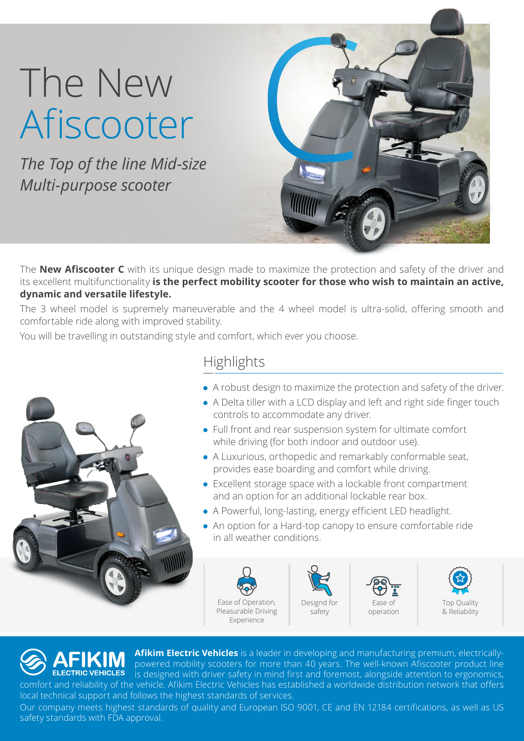# The New Afiscooter

*The Top of the line Mid-size Multi-purpose scooter*

The **New Afiscooter C** with its unique design made to maximize the protection and safety of the driver and its excellent multifunctionality **is the perfect mobility scooter for those who wish to maintain an active, dynamic and versatile lifestyle.**

The 3 wheel model is supremely maneuverable and the 4 wheel model is ultra-solid, offering smooth and comfortable ride along with improved stability.

You will be travelling in outstanding style and comfort, which ever you choose.

## Highlights

- A robust design to maximize the protection and safety of the driver.
- A Delta tiller with a LCD display and left and right side finger touch controls to accommodate any driver.
- Full front and rear suspension system for ultimate comfort while driving (for both indoor and outdoor use).
- A Luxurious, orthopedic and remarkably conformable seat, provides ease boarding and comfort while driving.
- Excellent storage space with a lockable front compartment and an option for an additional lockable rear box.
- A Powerful, long-lasting, energy efficient LED headlight.
- An option for a Hard-top canopy to ensure comfortable ride in all weather conditions.

Ease of Operation, Pleasurable Driving Experience

Designd for safety

Ease of operation

Top Quality & Reliability

AFIKIM ELECTRIC VEHICLES

**Afikim Electric Vehicles** is a leader in developing and manufacturing premium, electrically-powered mobility scooters for more than 40 years. The well-known Afiscooter product line is designed with driver safety in mind first and foremost, alongside attention to ergonomics, comfort and reliability of the vehicle. Afikim Electric Vehicles has established a worldwide distribution network that offers local technical support and follows the highest standards of services.

Our company meets highest standards of quality and European ISO 9001, CE and EN 12184 certifications, as well as US safety standards with FDA approval.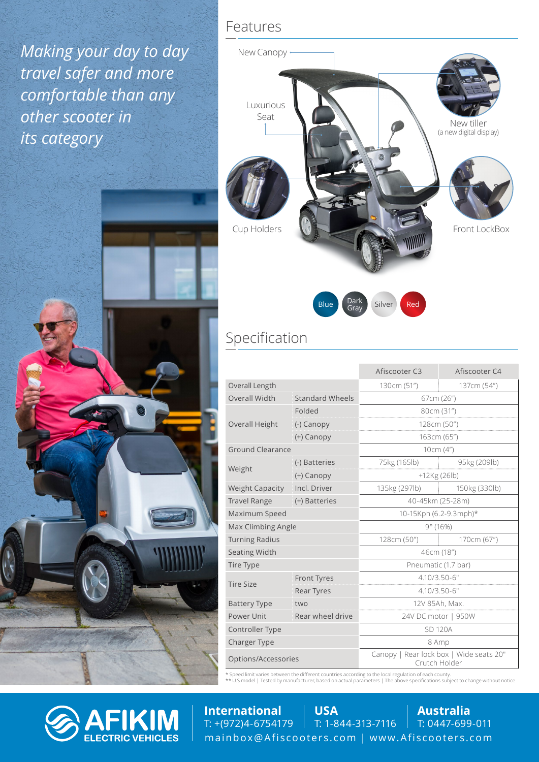*Making your day to day travel safer and more comfortable than any other scooter in its category*

## Features

New Canopy

Luxurious Seat

New tiller (a new digital display)

Cup Holders

Front LockBox

Blue | Dark Gray | Silver | Red

## Specification

| | | Afiscooter C3 | Afiscooter C4 |
|---|---|---|---|
| Overall Length | | 130cm (51") | 137cm (54") |
| Overall Width | Standard Wheels | 67cm (26") | |
| Overall Height | Folded | 80cm (31") | |
| | (-) Canopy | 128cm (50") | |
| | (+) Canopy | 163cm (65") | |
| Ground Clearance | | 10cm (4") | |
| Weight | (-) Batteries | 75kg (165lb) | 95kg (209lb) |
| | (+) Canopy | +12Kg (26lb) | |
| Weight Capacity | Incl. Driver | 135kg (297lb) | 150kg (330lb) |
| Travel Range | (+) Batteries | 40-45km (25-28m) | |
| Maximum Speed | | 10-15Kph (6.2-9.3mph)* | |
| Max Climbing Angle | | 9° (16%) | |
| Turning Radius | | 128cm (50") | 170cm (67") |
| Seating Width | | 46cm (18") | |
| Tire Type | | Pneumatic (1.7 bar) | |
| Tire Size | Front Tyres | 4.10/3.50-6" | |
| | Rear Tyres | 4.10/3.50-6" | |
| Battery Type | two | 12V 85Ah, Max. | |
| Power Unit | Rear wheel drive | 24V DC motor \| 950W | |
| Controller Type | | SD 120A | |
| Charger Type | | 8 Amp | |
| Options/Accessories | | Canopy \| Rear lock box \| Wide seats 20" Crutch Holder | |

* Speed limit varies between the different countries according to the local regulation of each county.
** U.S model | Tested by manufacturer, based on actual parameters | The above specifications subject to change without notice

AFIKIM ELECTRIC VEHICLES

**International** T: +(972)4-6754179 | **USA** T: 1-844-313-7116 | **Australia** T: 0447-699-011

mainbox@Afiscooters.com | www.Afiscooters.com